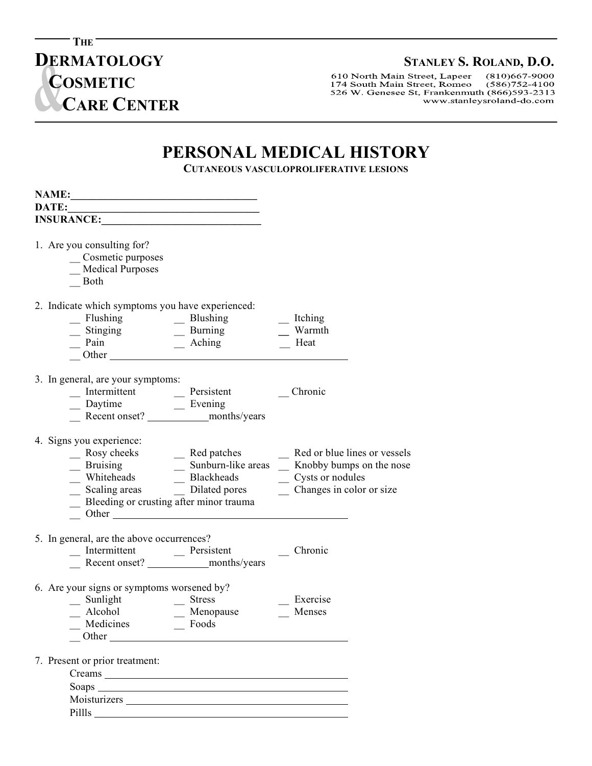THE
**DERMATOLOGY & COSMETIC CARE CENTER**

**STANLEY S. ROLAND, D.O.**
610 North Main Street, Lapeer (810)667-9000
174 South Main Street, Romeo (586)752-4100
526 W. Genesee St, Frankenmuth (866)593-2313
www.stanleysroland-do.com

# PERSONAL MEDICAL HISTORY

## CUTANEOUS VASCULOPROLIFERATIVE LESIONS

**NAME:**___________________________________
**DATE:**___________________________________
**INSURANCE:**______________________________

1. Are you consulting for?
   - __ Cosmetic purposes
   - __ Medical Purposes
   - __ Both

2. Indicate which symptoms you have experienced:
   - __ Flushing
   - __ Blushing
   - __ Itching
   - __ Stinging
   - __ Burning
   - __ Warmth
   - __ Pain
   - __ Aching
   - __ Heat
   - __ Other ____________________________________________

3. In general, are your symptoms:
   - __ Intermittent
   - __ Persistent
   - __ Chronic
   - __ Daytime
   - __ Evening
   - __ Recent onset? ___________months/years

4. Signs you experience:
   - __ Rosy cheeks
   - __ Red patches
   - __ Red or blue lines or vessels
   - __ Bruising
   - __ Sunburn-like areas
   - __ Knobby bumps on the nose
   - __ Whiteheads
   - __ Blackheads
   - __ Cysts or nodules
   - __ Scaling areas
   - __ Dilated pores
   - __ Changes in color or size
   - __ Bleeding or crusting after minor trauma
   - __ Other ____________________________________________

5. In general, are the above occurrences?
   - __ Intermittent
   - __ Persistent
   - __ Chronic
   - __ Recent onset? ___________months/years

6. Are your signs or symptoms worsened by?
   - __ Sunlight
   - __ Stress
   - __ Exercise
   - __ Alcohol
   - __ Menopause
   - __ Menses
   - __ Medicines
   - __ Foods
   - __ Other ____________________________________________

7. Present or prior treatment:
   - Creams ____________________________________________
   - Soaps ____________________________________________
   - Moisturizers ________________________________________
   - Pillls ____________________________________________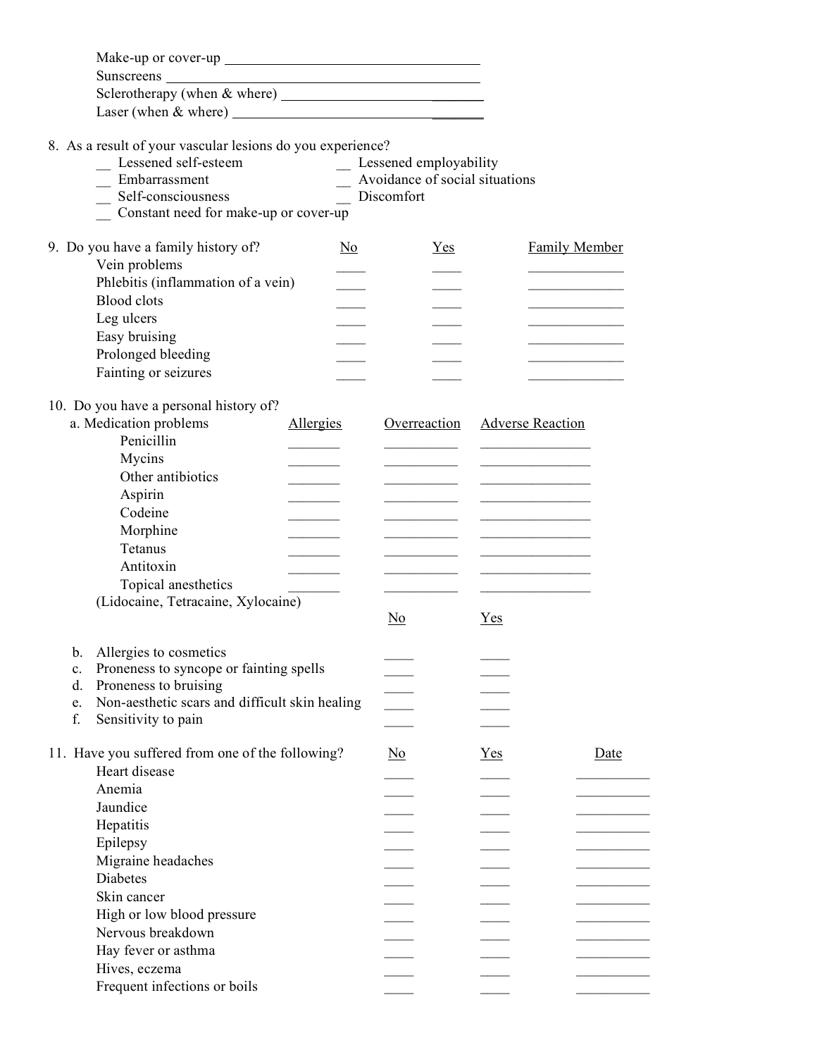Make-up or cover-up ___________________________________

Sunscreens ___________________________________________

Sclerotherapy (when & where) ___________________________

Laser (when & where) _________________________________

8. As a result of your vascular lesions do you experience?

__ Lessened self-esteem
__ Lessened employability
__ Embarrassment
__ Avoidance of social situations
__ Self-consciousness
__ Discomfort
__ Constant need for make-up or cover-up

9. Do you have a family history of?

| | No | Yes | Family Member |
|---|---|---|---|
| Vein problems | ____ | ____ | _____________ |
| Phlebitis (inflammation of a vein) | ____ | ____ | _____________ |
| Blood clots | ____ | ____ | _____________ |
| Leg ulcers | ____ | ____ | _____________ |
| Easy bruising | ____ | ____ | _____________ |
| Prolonged bleeding | ____ | ____ | _____________ |
| Fainting or seizures | ____ | ____ | _____________ |

10. Do you have a personal history of?

| a. Medication problems | Allergies | Overreaction | Adverse Reaction |
|---|---|---|---|
| Penicillin | _______ | __________ | _______________ |
| Mycins | _______ | __________ | _______________ |
| Other antibiotics | _______ | __________ | _______________ |
| Aspirin | _______ | __________ | _______________ |
| Codeine | _______ | __________ | _______________ |
| Morphine | _______ | __________ | _______________ |
| Tetanus | _______ | __________ | _______________ |
| Antitoxin | _______ | __________ | _______________ |
| Topical anesthetics (Lidocaine, Tetracaine, Xylocaine) | _______ | __________ | _______________ |

| | No | Yes |
|---|---|---|
| b. Allergies to cosmetics | ____ | ____ |
| c. Proneness to syncope or fainting spells | ____ | ____ |
| d. Proneness to bruising | ____ | ____ |
| e. Non-aesthetic scars and difficult skin healing | ____ | ____ |
| f. Sensitivity to pain | ____ | ____ |

11. Have you suffered from one of the following?

| | No | Yes | Date |
|---|---|---|---|
| Heart disease | ____ | ____ | __________ |
| Anemia | ____ | ____ | __________ |
| Jaundice | ____ | ____ | __________ |
| Hepatitis | ____ | ____ | __________ |
| Epilepsy | ____ | ____ | __________ |
| Migraine headaches | ____ | ____ | __________ |
| Diabetes | ____ | ____ | __________ |
| Skin cancer | ____ | ____ | __________ |
| High or low blood pressure | ____ | ____ | __________ |
| Nervous breakdown | ____ | ____ | __________ |
| Hay fever or asthma | ____ | ____ | __________ |
| Hives, eczema | ____ | ____ | __________ |
| Frequent infections or boils | ____ | ____ | __________ |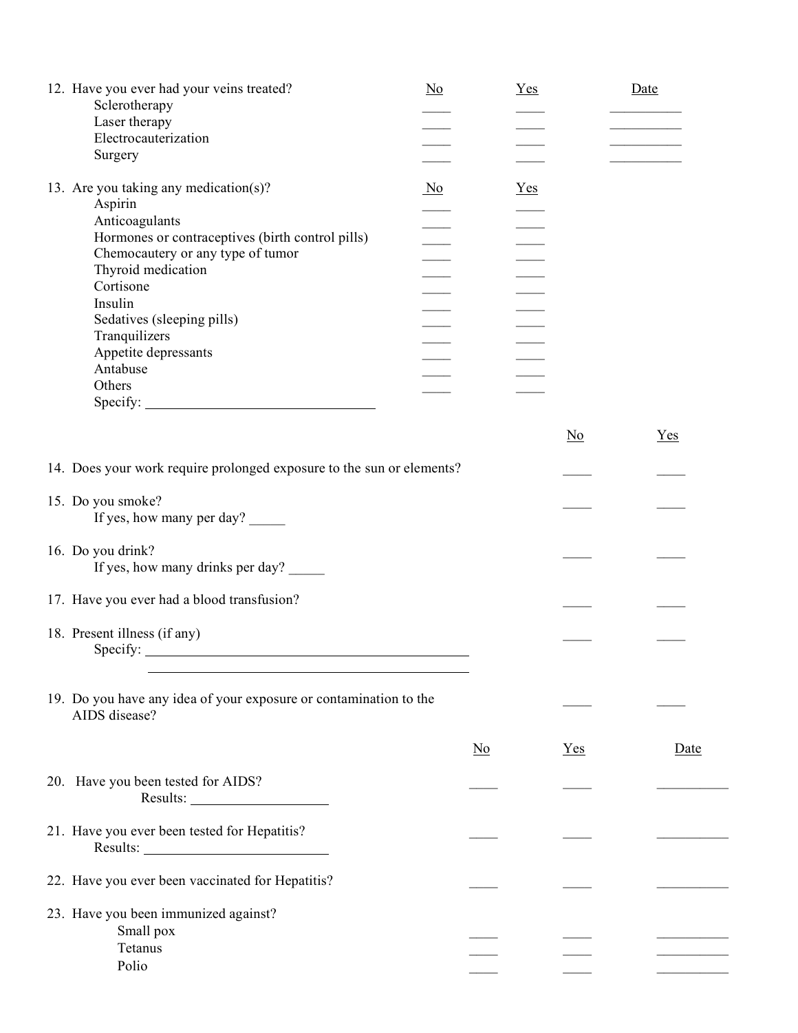12. Have you ever had your veins treated?

| | No | Yes | Date |
|---|---|---|---|
| Sclerotherapy | ____ | ____ | __________ |
| Laser therapy | ____ | ____ | __________ |
| Electrocauterization | ____ | ____ | __________ |
| Surgery | ____ | ____ | __________ |

13. Are you taking any medication(s)?

| | No | Yes |
|---|---|---|
| Aspirin | ____ | ____ |
| Anticoagulants | ____ | ____ |
| Hormones or contraceptives (birth control pills) | ____ | ____ |
| Chemocautery or any type of tumor | ____ | ____ |
| Thyroid medication | ____ | ____ |
| Cortisone | ____ | ____ |
| Insulin | ____ | ____ |
| Sedatives (sleeping pills) | ____ | ____ |
| Tranquilizers | ____ | ____ |
| Appetite depressants | ____ | ____ |
| Antabuse | ____ | ____ |
| Others | ____ | ____ |

Specify: ______________________________

| | No | Yes |
|---|---|---|
| 14. Does your work require prolonged exposure to the sun or elements? | ____ | ____ |
| 15. Do you smoke? If yes, how many per day? _____ | ____ | ____ |
| 16. Do you drink? If yes, how many drinks per day? _____ | ____ | ____ |
| 17. Have you ever had a blood transfusion? | ____ | ____ |
| 18. Present illness (if any) Specify: ______________________________ | ____ | ____ |
| 19. Do you have any idea of your exposure or contamination to the AIDS disease? | ____ | ____ |

| | No | Yes | Date |
|---|---|---|---|
| 20. Have you been tested for AIDS? Results: __________________ | ____ | ____ | __________ |
| 21. Have you ever been tested for Hepatitis? Results: __________________ | ____ | ____ | __________ |
| 22. Have you ever been vaccinated for Hepatitis? | ____ | ____ | __________ |
| 23. Have you been immunized against? | | | |
| Small pox | ____ | ____ | __________ |
| Tetanus | ____ | ____ | __________ |
| Polio | ____ | ____ | __________ |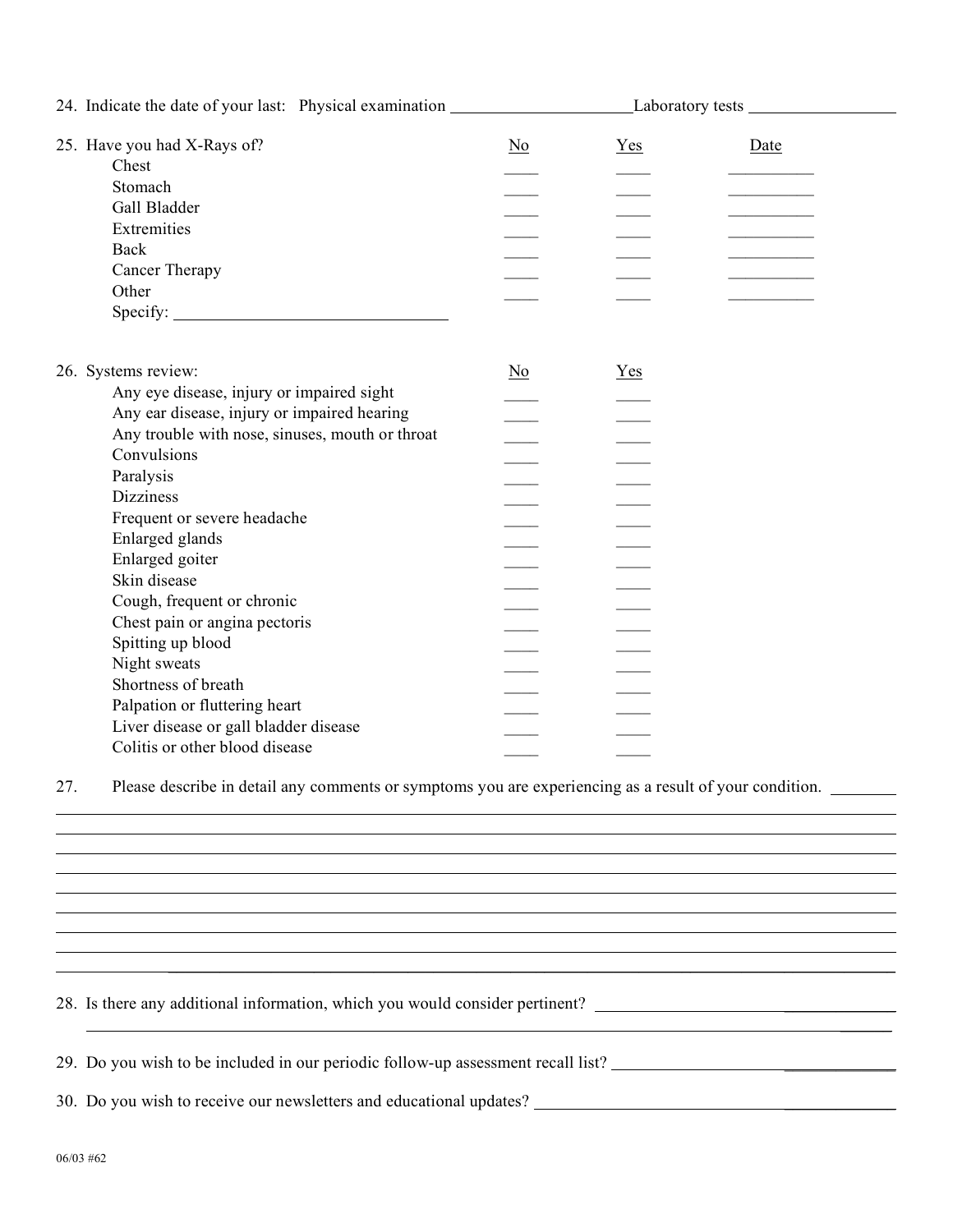24. Indicate the date of your last: Physical examination ____________________ Laboratory tests ________________

25. Have you had X-Rays of?

| | No | Yes | Date |
|---|---|---|---|
| Chest | ____ | ____ | __________ |
| Stomach | ____ | ____ | __________ |
| Gall Bladder | ____ | ____ | __________ |
| Extremities | ____ | ____ | __________ |
| Back | ____ | ____ | __________ |
| Cancer Therapy | ____ | ____ | __________ |
| Other | ____ | ____ | __________ |

Specify: ______________________________

26. Systems review:

| | No | Yes |
|---|---|---|
| Any eye disease, injury or impaired sight | ____ | ____ |
| Any ear disease, injury or impaired hearing | ____ | ____ |
| Any trouble with nose, sinuses, mouth or throat | ____ | ____ |
| Convulsions | ____ | ____ |
| Paralysis | ____ | ____ |
| Dizziness | ____ | ____ |
| Frequent or severe headache | ____ | ____ |
| Enlarged glands | ____ | ____ |
| Enlarged goiter | ____ | ____ |
| Skin disease | ____ | ____ |
| Cough, frequent or chronic | ____ | ____ |
| Chest pain or angina pectoris | ____ | ____ |
| Spitting up blood | ____ | ____ |
| Night sweats | ____ | ____ |
| Shortness of breath | ____ | ____ |
| Palpation or fluttering heart | ____ | ____ |
| Liver disease or gall bladder disease | ____ | ____ |
| Colitis or other blood disease | ____ | ____ |

27. Please describe in detail any comments or symptoms you are experiencing as a result of your condition. ________

______________________________________________________________________________

______________________________________________________________________________

______________________________________________________________________________

______________________________________________________________________________

______________________________________________________________________________

______________________________________________________________________________

______________________________________________________________________________

______________________________________________________________________________

28. Is there any additional information, which you would consider pertinent? ____________________

______________________________________________________________________________

29. Do you wish to be included in our periodic follow-up assessment recall list? ____________________

30. Do you wish to receive our newsletters and educational updates? ____________________

06/03 #62